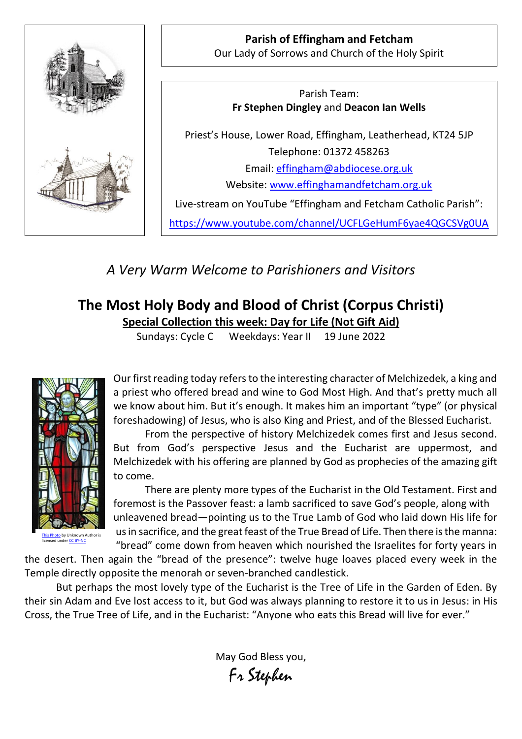**Parish of Effingham and Fetcham**
Our Lady of Sorrows and Church of the Holy Spirit

Parish Team:
**Fr Stephen Dingley** and **Deacon Ian Wells**

Priest's House, Lower Road, Effingham, Leatherhead, KT24 5JP
Telephone: 01372 458263
Email: effingham@abdiocese.org.uk
Website: www.effinghamandfetcham.org.uk
Live-stream on YouTube "Effingham and Fetcham Catholic Parish":
https://www.youtube.com/channel/UCFLGeHumF6yae4QGCSVg0UA

*A Very Warm Welcome to Parishioners and Visitors*

# The Most Holy Body and Blood of Christ (Corpus Christi)

**Special Collection this week: Day for Life (Not Gift Aid)**

Sundays: Cycle C    Weekdays: Year II    19 June 2022

This Photo by Unknown Author is licensed under CC BY-NC

Our first reading today refers to the interesting character of Melchizedek, a king and a priest who offered bread and wine to God Most High. And that's pretty much all we know about him. But it's enough. It makes him an important "type" (or physical foreshadowing) of Jesus, who is also King and Priest, and of the Blessed Eucharist.

From the perspective of history Melchizedek comes first and Jesus second. But from God's perspective Jesus and the Eucharist are uppermost, and Melchizedek with his offering are planned by God as prophecies of the amazing gift to come.

There are plenty more types of the Eucharist in the Old Testament. First and foremost is the Passover feast: a lamb sacrificed to save God's people, along with unleavened bread—pointing us to the True Lamb of God who laid down His life for us in sacrifice, and the great feast of the True Bread of Life. Then there is the manna: "bread" come down from heaven which nourished the Israelites for forty years in the desert. Then again the "bread of the presence": twelve huge loaves placed every week in the Temple directly opposite the menorah or seven-branched candlestick.

But perhaps the most lovely type of the Eucharist is the Tree of Life in the Garden of Eden. By their sin Adam and Eve lost access to it, but God was always planning to restore it to us in Jesus: in His Cross, the True Tree of Life, and in the Eucharist: "Anyone who eats this Bread will live for ever."

May God Bless you,
*Fr Stephen*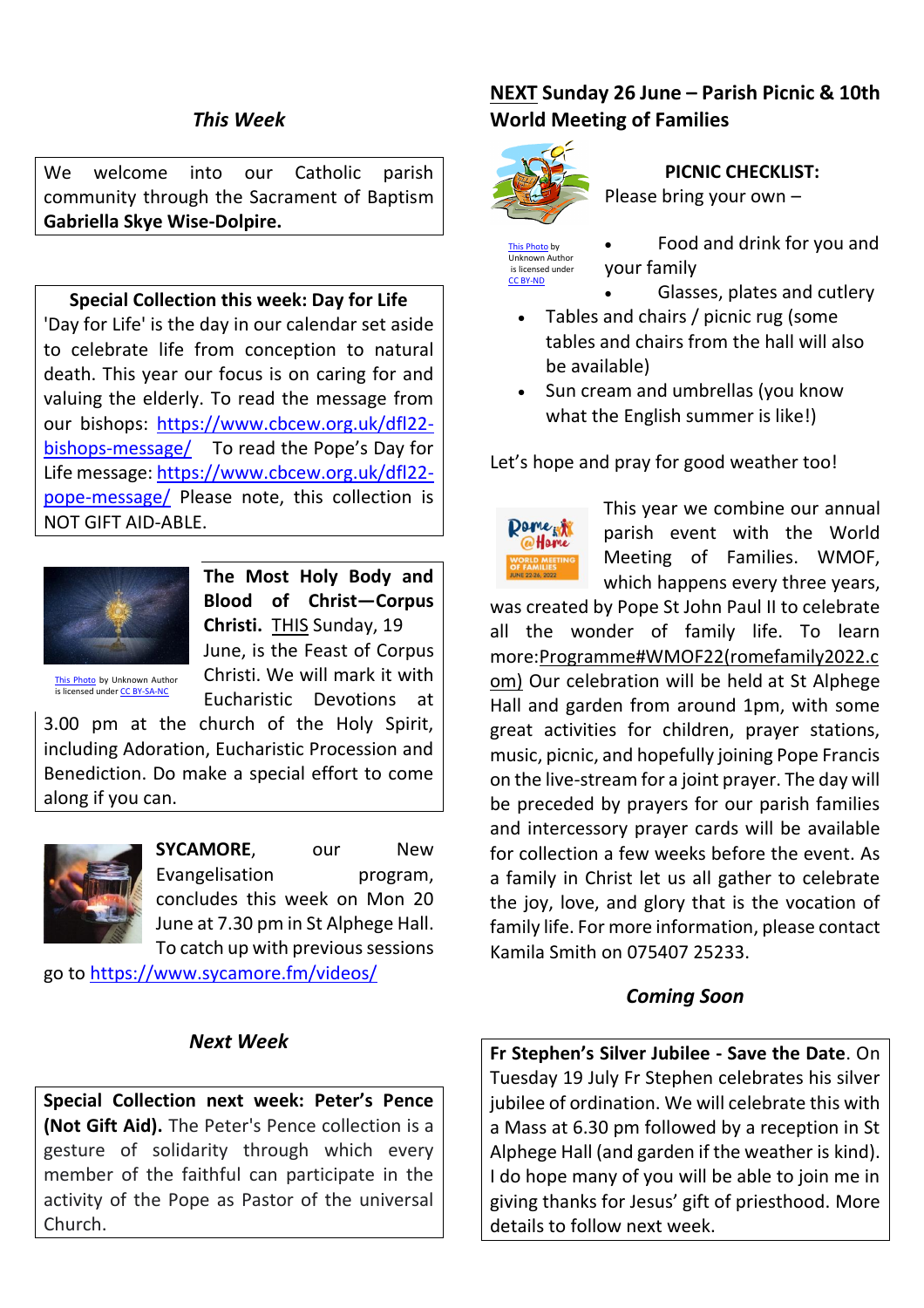### *This Week*

We welcome into our Catholic parish community through the Sacrament of Baptism **Gabriella Skye Wise-Dolpire.**

**Special Collection this week: Day for Life**

'Day for Life' is the day in our calendar set aside to celebrate life from conception to natural death. This year our focus is on caring for and valuing the elderly. To read the message from our bishops: https://www.cbcew.org.uk/dfl22-bishops-message/ To read the Pope's Day for Life message: https://www.cbcew.org.uk/dfl22-pope-message/ Please note, this collection is NOT GIFT AID-ABLE.

This Photo by Unknown Author is licensed under CC BY-SA-NC

**The Most Holy Body and Blood of Christ—Corpus Christi.** THIS Sunday, 19 June, is the Feast of Corpus Christi. We will mark it with Eucharistic Devotions at 3.00 pm at the church of the Holy Spirit, including Adoration, Eucharistic Procession and Benediction. Do make a special effort to come along if you can.

**SYCAMORE**, our New Evangelisation program, concludes this week on Mon 20 June at 7.30 pm in St Alphege Hall. To catch up with previous sessions go to https://www.sycamore.fm/videos/

### *Next Week*

**Special Collection next week: Peter's Pence (Not Gift Aid).** The Peter's Pence collection is a gesture of solidarity through which every member of the faithful can participate in the activity of the Pope as Pastor of the universal Church.

## NEXT Sunday 26 June – Parish Picnic & 10th World Meeting of Families

This Photo by Unknown Author is licensed under CC BY-ND

**PICNIC CHECKLIST:**

Please bring your own –

- Food and drink for you and your family
- Glasses, plates and cutlery
- Tables and chairs / picnic rug (some tables and chairs from the hall will also be available)
- Sun cream and umbrellas (you know what the English summer is like!)

Let's hope and pray for good weather too!

This year we combine our annual parish event with the World Meeting of Families. WMOF, which happens every three years, was created by Pope St John Paul II to celebrate all the wonder of family life. To learn more:Programme#WMOF22(romefamily2022.com) Our celebration will be held at St Alphege Hall and garden from around 1pm, with some great activities for children, prayer stations, music, picnic, and hopefully joining Pope Francis on the live-stream for a joint prayer. The day will be preceded by prayers for our parish families and intercessory prayer cards will be available for collection a few weeks before the event. As a family in Christ let us all gather to celebrate the joy, love, and glory that is the vocation of family life. For more information, please contact Kamila Smith on 075407 25233.

### *Coming Soon*

**Fr Stephen's Silver Jubilee - Save the Date**. On Tuesday 19 July Fr Stephen celebrates his silver jubilee of ordination. We will celebrate this with a Mass at 6.30 pm followed by a reception in St Alphege Hall (and garden if the weather is kind). I do hope many of you will be able to join me in giving thanks for Jesus' gift of priesthood. More details to follow next week.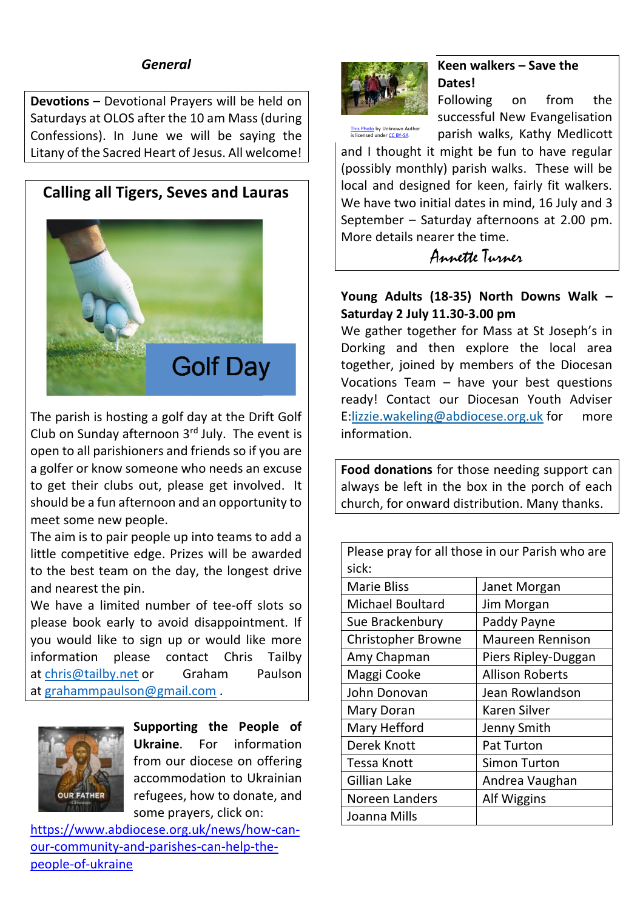*General*

**Devotions** – Devotional Prayers will be held on Saturdays at OLOS after the 10 am Mass (during Confessions). In June we will be saying the Litany of the Sacred Heart of Jesus. All welcome!

## Calling all Tigers, Seves and Lauras

Golf Day

The parish is hosting a golf day at the Drift Golf Club on Sunday afternoon 3rd July. The event is open to all parishioners and friends so if you are a golfer or know someone who needs an excuse to get their clubs out, please get involved. It should be a fun afternoon and an opportunity to meet some new people.

The aim is to pair people up into teams to add a little competitive edge. Prizes will be awarded to the best team on the day, the longest drive and nearest the pin.

We have a limited number of tee-off slots so please book early to avoid disappointment. If you would like to sign up or would like more information please contact Chris Tailby at chris@tailby.net or Graham Paulson at grahammpaulson@gmail.com .

**Supporting the People of Ukraine**. For information from our diocese on offering accommodation to Ukrainian refugees, how to donate, and some prayers, click on: https://www.abdiocese.org.uk/news/how-can-our-community-and-parishes-can-help-the-people-of-ukraine

This Photo by Unknown Author is licensed under CC BY-SA

**Keen walkers – Save the Dates!**

Following on from the successful New Evangelisation parish walks, Kathy Medlicott and I thought it might be fun to have regular (possibly monthly) parish walks. These will be local and designed for keen, fairly fit walkers. We have two initial dates in mind, 16 July and 3 September – Saturday afternoons at 2.00 pm. More details nearer the time.

*Annette Turner*

**Young Adults (18-35) North Downs Walk – Saturday 2 July 11.30-3.00 pm**

We gather together for Mass at St Joseph's in Dorking and then explore the local area together, joined by members of the Diocesan Vocations Team – have your best questions ready! Contact our Diocesan Youth Adviser E:lizzie.wakeling@abdiocese.org.uk for more information.

**Food donations** for those needing support can always be left in the box in the porch of each church, for onward distribution. Many thanks.

| Please pray for all those in our Parish who are sick: | |
|---|---|
| Marie Bliss | Janet Morgan |
| Michael Boultard | Jim Morgan |
| Sue Brackenbury | Paddy Payne |
| Christopher Browne | Maureen Rennison |
| Amy Chapman | Piers Ripley-Duggan |
| Maggi Cooke | Allison Roberts |
| John Donovan | Jean Rowlandson |
| Mary Doran | Karen Silver |
| Mary Hefford | Jenny Smith |
| Derek Knott | Pat Turton |
| Tessa Knott | Simon Turton |
| Gillian Lake | Andrea Vaughan |
| Noreen Landers | Alf Wiggins |
| Joanna Mills | |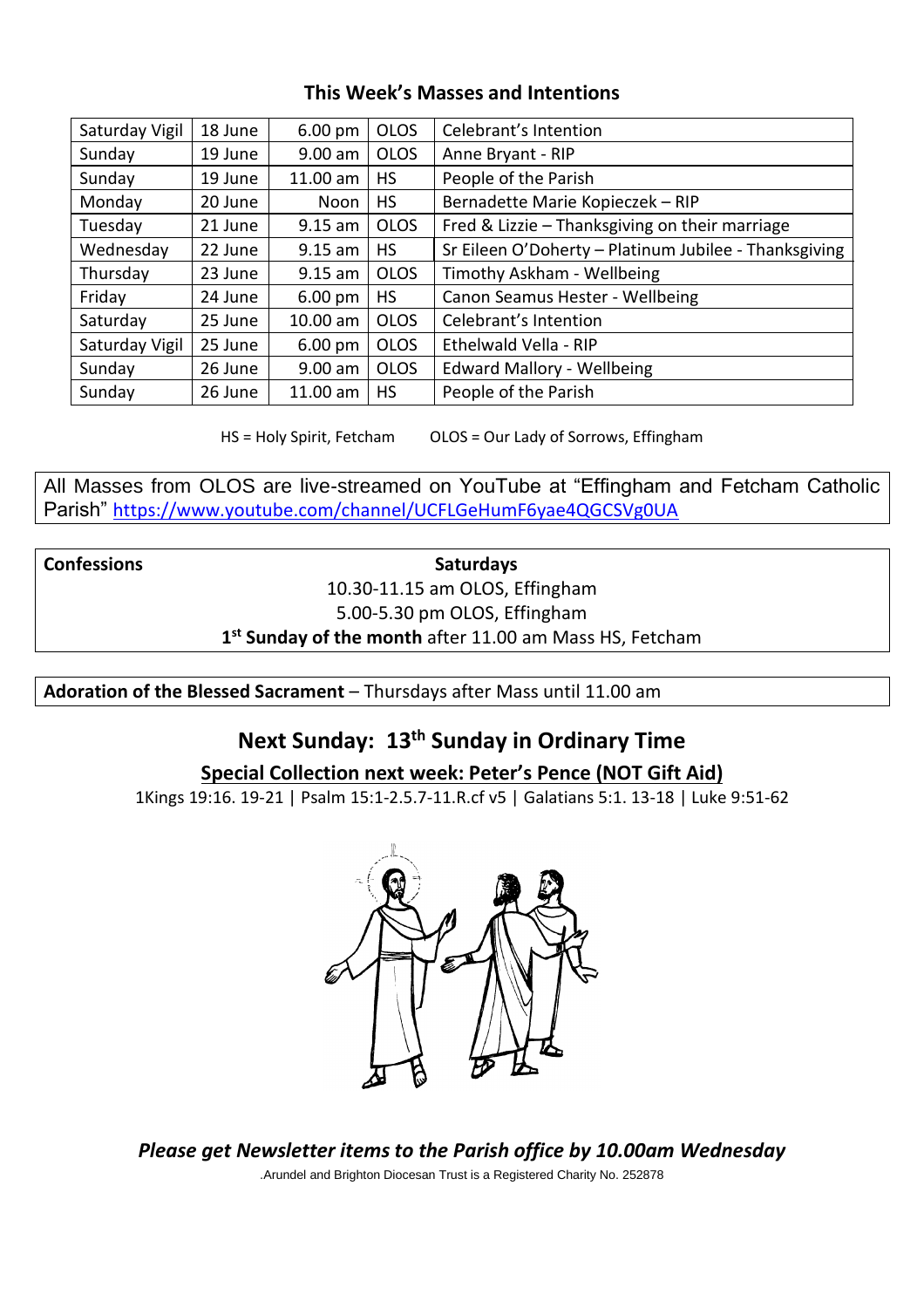## This Week's Masses and Intentions

| | | | | |
|---|---|---|---|---|
| Saturday Vigil | 18 June | 6.00 pm | OLOS | Celebrant's Intention |
| Sunday | 19 June | 9.00 am | OLOS | Anne Bryant - RIP |
| Sunday | 19 June | 11.00 am | HS | People of the Parish |
| Monday | 20 June | Noon | HS | Bernadette Marie Kopieczek – RIP |
| Tuesday | 21 June | 9.15 am | OLOS | Fred & Lizzie – Thanksgiving on their marriage |
| Wednesday | 22 June | 9.15 am | HS | Sr Eileen O'Doherty – Platinum Jubilee - Thanksgiving |
| Thursday | 23 June | 9.15 am | OLOS | Timothy Askham - Wellbeing |
| Friday | 24 June | 6.00 pm | HS | Canon Seamus Hester - Wellbeing |
| Saturday | 25 June | 10.00 am | OLOS | Celebrant's Intention |
| Saturday Vigil | 25 June | 6.00 pm | OLOS | Ethelwald Vella - RIP |
| Sunday | 26 June | 9.00 am | OLOS | Edward Mallory - Wellbeing |
| Sunday | 26 June | 11.00 am | HS | People of the Parish |

HS = Holy Spirit, Fetcham OLOS = Our Lady of Sorrows, Effingham

All Masses from OLOS are live-streamed on YouTube at "Effingham and Fetcham Catholic Parish" https://www.youtube.com/channel/UCFLGeHumF6yae4QGCSVg0UA

**Confessions** **Saturdays**

10.30-11.15 am OLOS, Effingham

5.00-5.30 pm OLOS, Effingham

**1st Sunday of the month** after 11.00 am Mass HS, Fetcham

**Adoration of the Blessed Sacrament** – Thursdays after Mass until 11.00 am

## Next Sunday: 13th Sunday in Ordinary Time

**Special Collection next week: Peter's Pence (NOT Gift Aid)**

1Kings 19:16. 19-21 | Psalm 15:1-2.5.7-11.R.cf v5 | Galatians 5:1. 13-18 | Luke 9:51-62

***Please get Newsletter items to the Parish office by 10.00am Wednesday***

.Arundel and Brighton Diocesan Trust is a Registered Charity No. 252878